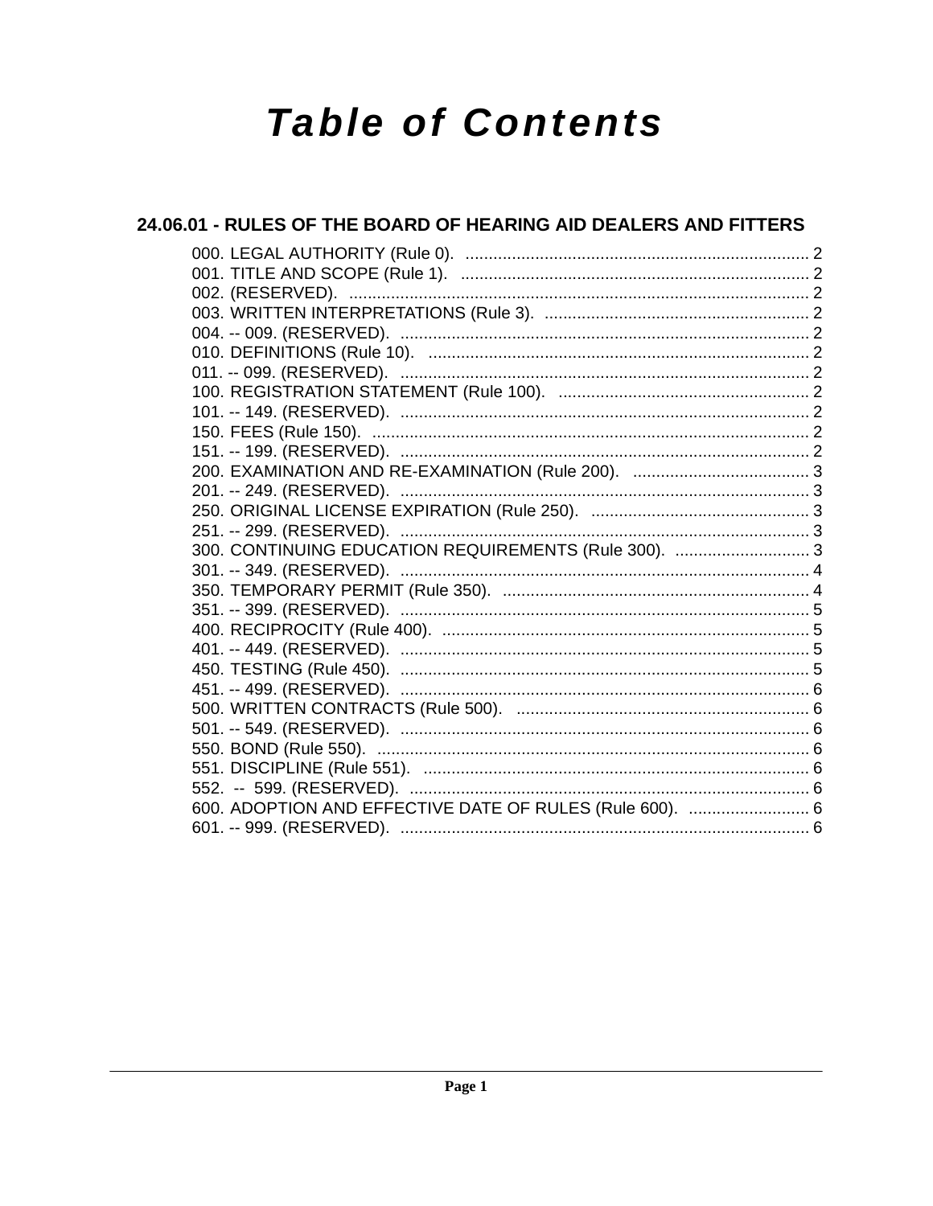# Table of Contents

## 24.06.01 - RULES OF THE BOARD OF HEARING AID DEALERS AND FITTERS

000. LEGAL AUTHORITY (Rule 0). .......................................................................... 2
001. TITLE AND SCOPE (Rule 1). .......................................................................... 2
002. (RESERVED). .................................................................................................. 2
003. WRITTEN INTERPRETATIONS (Rule 3). ......................................................... 2
004. -- 009. (RESERVED). ........................................................................................ 2
010. DEFINITIONS (Rule 10). .................................................................................. 2
011. -- 099. (RESERVED). ........................................................................................ 2
100. REGISTRATION STATEMENT (Rule 100). ...................................................... 2
101. -- 149. (RESERVED). ........................................................................................ 2
150. FEES (Rule 150). .............................................................................................. 2
151. -- 199. (RESERVED). ........................................................................................ 2
200. EXAMINATION AND RE-EXAMINATION (Rule 200). ...................................... 3
201. -- 249. (RESERVED). ........................................................................................ 3
250. ORIGINAL LICENSE EXPIRATION (Rule 250). ............................................... 3
251. -- 299. (RESERVED). ........................................................................................ 3
300. CONTINUING EDUCATION REQUIREMENTS (Rule 300). ............................. 3
301. -- 349. (RESERVED). ........................................................................................ 4
350. TEMPORARY PERMIT (Rule 350). .................................................................. 4
351. -- 399. (RESERVED). ........................................................................................ 5
400. RECIPROCITY (Rule 400). ............................................................................... 5
401. -- 449. (RESERVED). ........................................................................................ 5
450. TESTING (Rule 450). ........................................................................................ 5
451. -- 499. (RESERVED). ........................................................................................ 6
500. WRITTEN CONTRACTS (Rule 500). ............................................................... 6
501. -- 549. (RESERVED). ........................................................................................ 6
550. BOND (Rule 550). ............................................................................................. 6
551. DISCIPLINE (Rule 551). ................................................................................... 6
552. -- 599. (RESERVED). ........................................................................................ 6
600. ADOPTION AND EFFECTIVE DATE OF RULES (Rule 600). .......................... 6
601. -- 999. (RESERVED). ........................................................................................ 6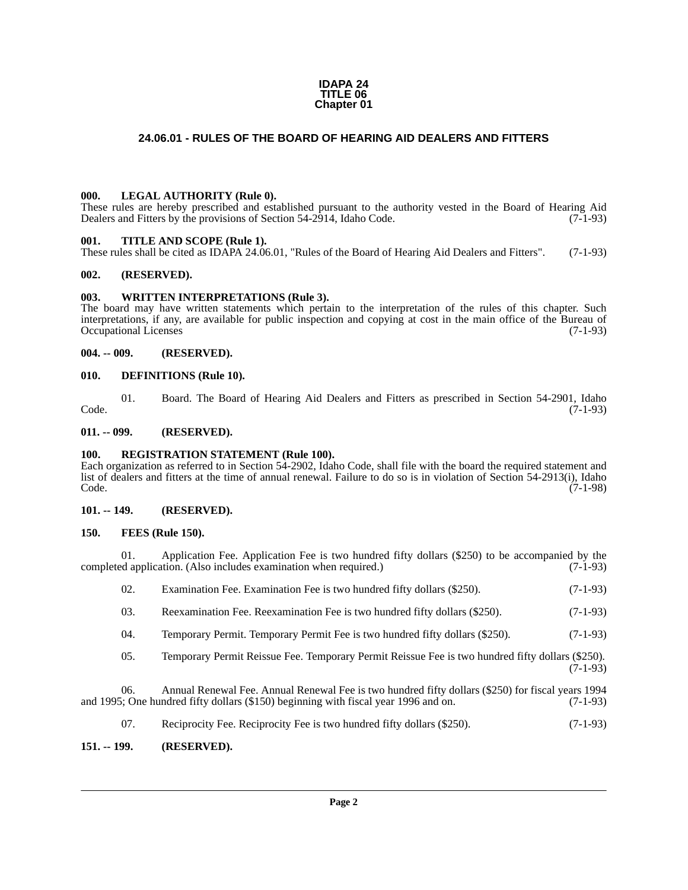**IDAPA 24**
**TITLE 06**
**Chapter 01**

## 24.06.01 - RULES OF THE BOARD OF HEARING AID DEALERS AND FITTERS

### 000. LEGAL AUTHORITY (Rule 0).

These rules are hereby prescribed and established pursuant to the authority vested in the Board of Hearing Aid Dealers and Fitters by the provisions of Section 54-2914, Idaho Code. (7-1-93)

### 001. TITLE AND SCOPE (Rule 1).

These rules shall be cited as IDAPA 24.06.01, "Rules of the Board of Hearing Aid Dealers and Fitters". (7-1-93)

### 002. (RESERVED).

### 003. WRITTEN INTERPRETATIONS (Rule 3).

The board may have written statements which pertain to the interpretation of the rules of this chapter. Such interpretations, if any, are available for public inspection and copying at cost in the main office of the Bureau of Occupational Licenses (7-1-93)

### 004. -- 009. (RESERVED).

### 010. DEFINITIONS (Rule 10).

01. Board. The Board of Hearing Aid Dealers and Fitters as prescribed in Section 54-2901, Idaho Code. (7-1-93)

### 011. -- 099. (RESERVED).

### 100. REGISTRATION STATEMENT (Rule 100).

Each organization as referred to in Section 54-2902, Idaho Code, shall file with the board the required statement and list of dealers and fitters at the time of annual renewal. Failure to do so is in violation of Section 54-2913(i), Idaho Code. (7-1-98)

### 101. -- 149. (RESERVED).

### 150. FEES (Rule 150).

01. Application Fee. Application Fee is two hundred fifty dollars ($250) to be accompanied by the completed application. (Also includes examination when required.) (7-1-93)

02. Examination Fee. Examination Fee is two hundred fifty dollars ($250). (7-1-93)

03. Reexamination Fee. Reexamination Fee is two hundred fifty dollars ($250). (7-1-93)

04. Temporary Permit. Temporary Permit Fee is two hundred fifty dollars ($250). (7-1-93)

05. Temporary Permit Reissue Fee. Temporary Permit Reissue Fee is two hundred fifty dollars ($250). (7-1-93)

06. Annual Renewal Fee. Annual Renewal Fee is two hundred fifty dollars ($250) for fiscal years 1994 and 1995; One hundred fifty dollars ($150) beginning with fiscal year 1996 and on. (7-1-93)

07. Reciprocity Fee. Reciprocity Fee is two hundred fifty dollars ($250). (7-1-93)

### 151. -- 199. (RESERVED).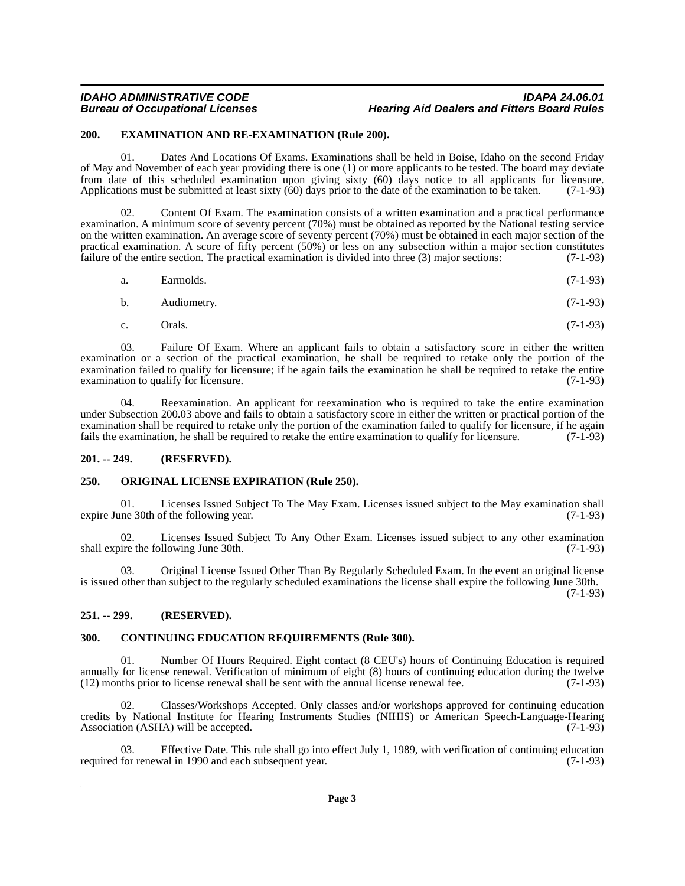## 200. EXAMINATION AND RE-EXAMINATION (Rule 200).

01. Dates And Locations Of Exams. Examinations shall be held in Boise, Idaho on the second Friday of May and November of each year providing there is one (1) or more applicants to be tested. The board may deviate from date of this scheduled examination upon giving sixty (60) days notice to all applicants for licensure. Applications must be submitted at least sixty (60) days prior to the date of the examination to be taken. (7-1-93)

02. Content Of Exam. The examination consists of a written examination and a practical performance examination. A minimum score of seventy percent (70%) must be obtained as reported by the National testing service on the written examination. An average score of seventy percent (70%) must be obtained in each major section of the practical examination. A score of fifty percent (50%) or less on any subsection within a major section constitutes failure of the entire section. The practical examination is divided into three (3) major sections: (7-1-93)

a. Earmolds. (7-1-93)

b. Audiometry. (7-1-93)

c. Orals. (7-1-93)

03. Failure Of Exam. Where an applicant fails to obtain a satisfactory score in either the written examination or a section of the practical examination, he shall be required to retake only the portion of the examination failed to qualify for licensure; if he again fails the examination he shall be required to retake the entire examination to qualify for licensure. (7-1-93)

04. Reexamination. An applicant for reexamination who is required to take the entire examination under Subsection 200.03 above and fails to obtain a satisfactory score in either the written or practical portion of the examination shall be required to retake only the portion of the examination failed to qualify for licensure, if he again fails the examination, he shall be required to retake the entire examination to qualify for licensure. (7-1-93)

## 201. -- 249. (RESERVED).

## 250. ORIGINAL LICENSE EXPIRATION (Rule 250).

01. Licenses Issued Subject To The May Exam. Licenses issued subject to the May examination shall expire June 30th of the following year. (7-1-93)

02. Licenses Issued Subject To Any Other Exam. Licenses issued subject to any other examination shall expire the following June 30th. (7-1-93)

03. Original License Issued Other Than By Regularly Scheduled Exam. In the event an original license is issued other than subject to the regularly scheduled examinations the license shall expire the following June 30th. (7-1-93)

## 251. -- 299. (RESERVED).

## 300. CONTINUING EDUCATION REQUIREMENTS (Rule 300).

01. Number Of Hours Required. Eight contact (8 CEU's) hours of Continuing Education is required annually for license renewal. Verification of minimum of eight (8) hours of continuing education during the twelve (12) months prior to license renewal shall be sent with the annual license renewal fee. (7-1-93)

02. Classes/Workshops Accepted. Only classes and/or workshops approved for continuing education credits by National Institute for Hearing Instruments Studies (NIHIS) or American Speech-Language-Hearing Association (ASHA) will be accepted. (7-1-93)

03. Effective Date. This rule shall go into effect July 1, 1989, with verification of continuing education required for renewal in 1990 and each subsequent year. (7-1-93)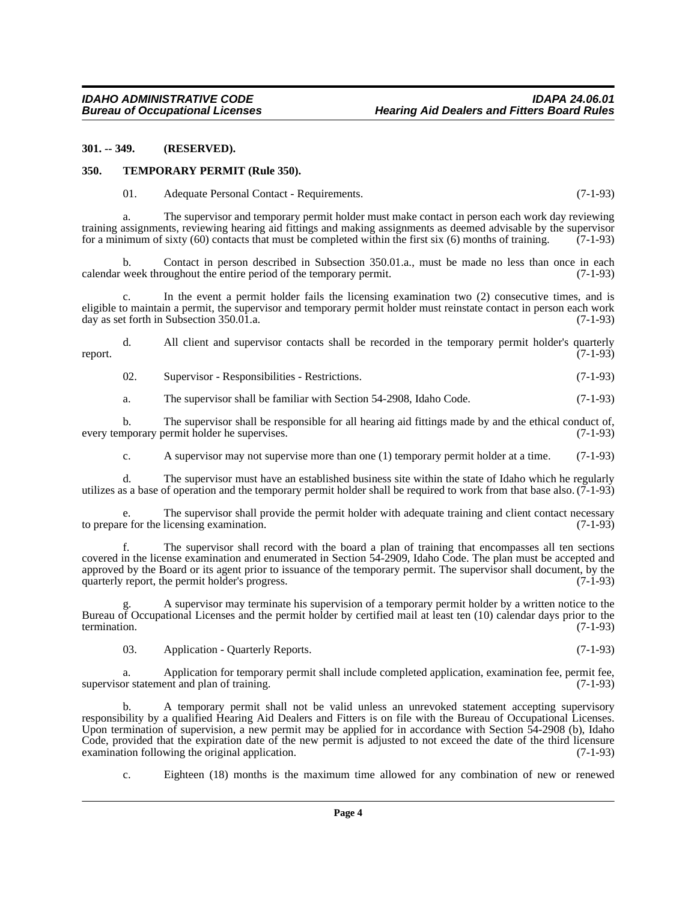**301. -- 349. (RESERVED).**

**350. TEMPORARY PERMIT (Rule 350).**

01. Adequate Personal Contact - Requirements. (7-1-93)

a. The supervisor and temporary permit holder must make contact in person each work day reviewing training assignments, reviewing hearing aid fittings and making assignments as deemed advisable by the supervisor for a minimum of sixty (60) contacts that must be completed within the first six (6) months of training. (7-1-93)

b. Contact in person described in Subsection 350.01.a., must be made no less than once in each calendar week throughout the entire period of the temporary permit. (7-1-93)

c. In the event a permit holder fails the licensing examination two (2) consecutive times, and is eligible to maintain a permit, the supervisor and temporary permit holder must reinstate contact in person each work day as set forth in Subsection 350.01.a. (7-1-93)

d. All client and supervisor contacts shall be recorded in the temporary permit holder's quarterly report. (7-1-93)

02. Supervisor - Responsibilities - Restrictions. (7-1-93)

a. The supervisor shall be familiar with Section 54-2908, Idaho Code. (7-1-93)

b. The supervisor shall be responsible for all hearing aid fittings made by and the ethical conduct of, every temporary permit holder he supervises. (7-1-93)

c. A supervisor may not supervise more than one (1) temporary permit holder at a time. (7-1-93)

d. The supervisor must have an established business site within the state of Idaho which he regularly utilizes as a base of operation and the temporary permit holder shall be required to work from that base also. (7-1-93)

e. The supervisor shall provide the permit holder with adequate training and client contact necessary to prepare for the licensing examination. (7-1-93)

f. The supervisor shall record with the board a plan of training that encompasses all ten sections covered in the license examination and enumerated in Section 54-2909, Idaho Code. The plan must be accepted and approved by the Board or its agent prior to issuance of the temporary permit. The supervisor shall document, by the quarterly report, the permit holder's progress. (7-1-93)

g. A supervisor may terminate his supervision of a temporary permit holder by a written notice to the Bureau of Occupational Licenses and the permit holder by certified mail at least ten (10) calendar days prior to the termination. (7-1-93)

03. Application - Quarterly Reports. (7-1-93)

a. Application for temporary permit shall include completed application, examination fee, permit fee, supervisor statement and plan of training. (7-1-93)

b. A temporary permit shall not be valid unless an unrevoked statement accepting supervisory responsibility by a qualified Hearing Aid Dealers and Fitters is on file with the Bureau of Occupational Licenses. Upon termination of supervision, a new permit may be applied for in accordance with Section 54-2908 (b), Idaho Code, provided that the expiration date of the new permit is adjusted to not exceed the date of the third licensure examination following the original application. (7-1-93)

c. Eighteen (18) months is the maximum time allowed for any combination of new or renewed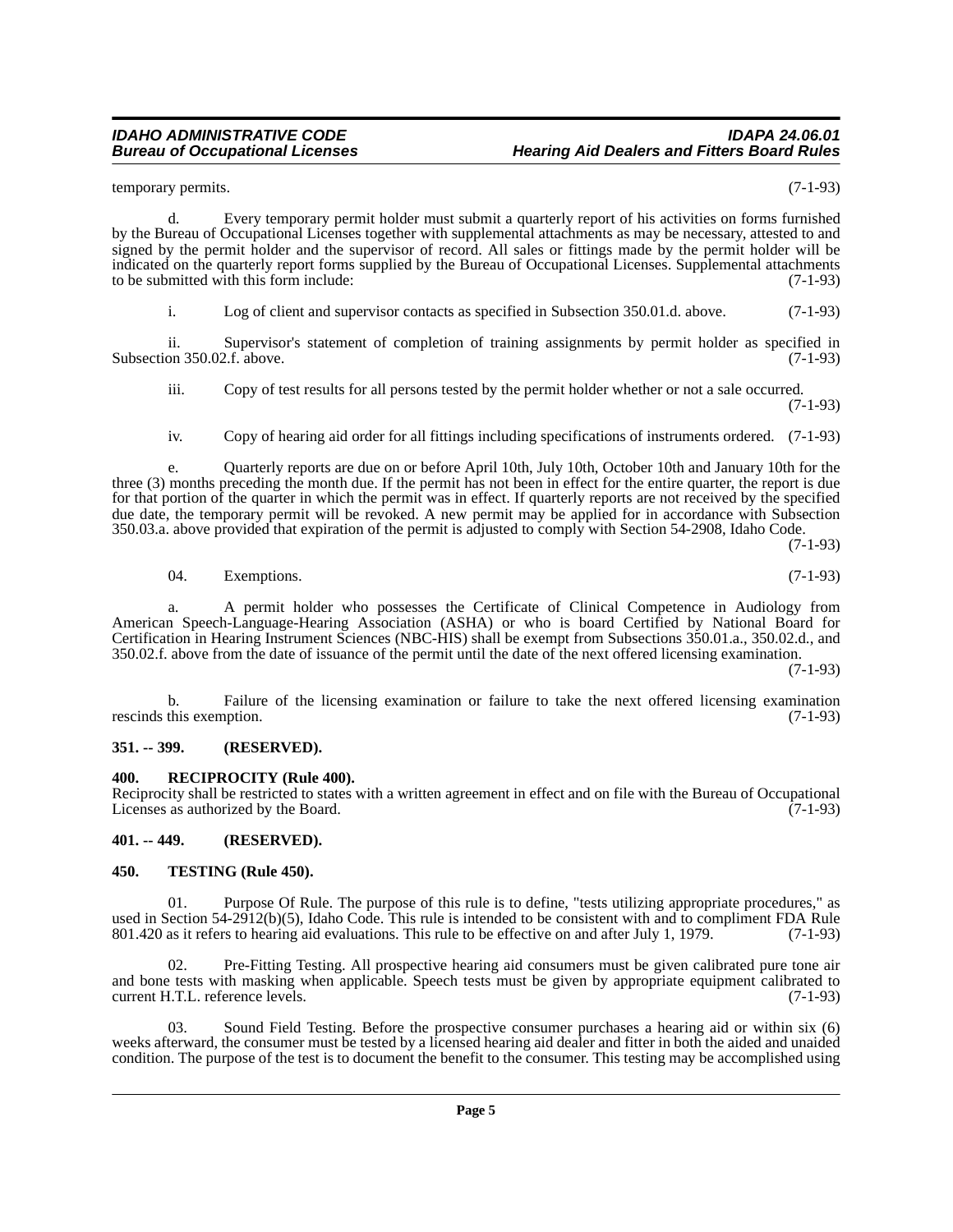temporary permits. (7-1-93)

d. Every temporary permit holder must submit a quarterly report of his activities on forms furnished by the Bureau of Occupational Licenses together with supplemental attachments as may be necessary, attested to and signed by the permit holder and the supervisor of record. All sales or fittings made by the permit holder will be indicated on the quarterly report forms supplied by the Bureau of Occupational Licenses. Supplemental attachments to be submitted with this form include: (7-1-93)

i. Log of client and supervisor contacts as specified in Subsection 350.01.d. above. (7-1-93)

ii. Supervisor's statement of completion of training assignments by permit holder as specified in Subsection 350.02.f. above. (7-1-93)

iii. Copy of test results for all persons tested by the permit holder whether or not a sale occurred. (7-1-93)

iv. Copy of hearing aid order for all fittings including specifications of instruments ordered. (7-1-93)

e. Quarterly reports are due on or before April 10th, July 10th, October 10th and January 10th for the three (3) months preceding the month due. If the permit has not been in effect for the entire quarter, the report is due for that portion of the quarter in which the permit was in effect. If quarterly reports are not received by the specified due date, the temporary permit will be revoked. A new permit may be applied for in accordance with Subsection 350.03.a. above provided that expiration of the permit is adjusted to comply with Section 54-2908, Idaho Code. (7-1-93)

04. Exemptions. (7-1-93)

a. A permit holder who possesses the Certificate of Clinical Competence in Audiology from American Speech-Language-Hearing Association (ASHA) or who is board Certified by National Board for Certification in Hearing Instrument Sciences (NBC-HIS) shall be exempt from Subsections 350.01.a., 350.02.d., and 350.02.f. above from the date of issuance of the permit until the date of the next offered licensing examination. (7-1-93)

b. Failure of the licensing examination or failure to take the next offered licensing examination rescinds this exemption. (7-1-93)

## 351. -- 399. (RESERVED).

## 400. RECIPROCITY (Rule 400).

Reciprocity shall be restricted to states with a written agreement in effect and on file with the Bureau of Occupational Licenses as authorized by the Board. (7-1-93)

## 401. -- 449. (RESERVED).

## 450. TESTING (Rule 450).

01. Purpose Of Rule. The purpose of this rule is to define, "tests utilizing appropriate procedures," as used in Section 54-2912(b)(5), Idaho Code. This rule is intended to be consistent with and to compliment FDA Rule 801.420 as it refers to hearing aid evaluations. This rule to be effective on and after July 1, 1979. (7-1-93)

02. Pre-Fitting Testing. All prospective hearing aid consumers must be given calibrated pure tone air and bone tests with masking when applicable. Speech tests must be given by appropriate equipment calibrated to current H.T.L. reference levels. (7-1-93)

03. Sound Field Testing. Before the prospective consumer purchases a hearing aid or within six (6) weeks afterward, the consumer must be tested by a licensed hearing aid dealer and fitter in both the aided and unaided condition. The purpose of the test is to document the benefit to the consumer. This testing may be accomplished using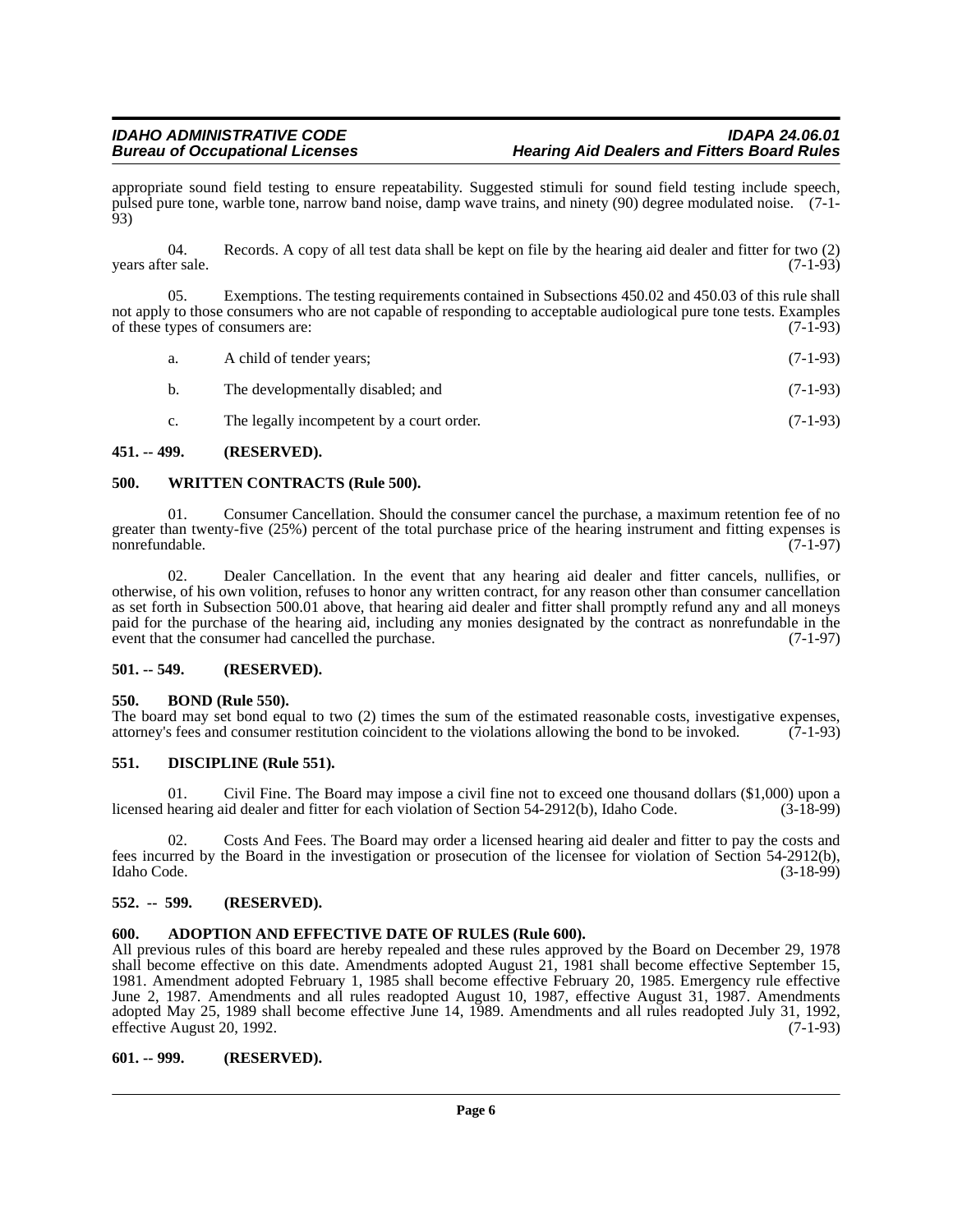appropriate sound field testing to ensure repeatability. Suggested stimuli for sound field testing include speech, pulsed pure tone, warble tone, narrow band noise, damp wave trains, and ninety (90) degree modulated noise. (7-1-93)

04. Records. A copy of all test data shall be kept on file by the hearing aid dealer and fitter for two (2) years after sale. (7-1-93)

05. Exemptions. The testing requirements contained in Subsections 450.02 and 450.03 of this rule shall not apply to those consumers who are not capable of responding to acceptable audiological pure tone tests. Examples of these types of consumers are: (7-1-93)

a. A child of tender years; (7-1-93)

b. The developmentally disabled; and (7-1-93)

c. The legally incompetent by a court order. (7-1-93)

### 451. -- 499. (RESERVED).

### 500. WRITTEN CONTRACTS (Rule 500).

01. Consumer Cancellation. Should the consumer cancel the purchase, a maximum retention fee of no greater than twenty-five (25%) percent of the total purchase price of the hearing instrument and fitting expenses is nonrefundable. (7-1-97)

02. Dealer Cancellation. In the event that any hearing aid dealer and fitter cancels, nullifies, or otherwise, of his own volition, refuses to honor any written contract, for any reason other than consumer cancellation as set forth in Subsection 500.01 above, that hearing aid dealer and fitter shall promptly refund any and all moneys paid for the purchase of the hearing aid, including any monies designated by the contract as nonrefundable in the event that the consumer had cancelled the purchase. (7-1-97)

### 501. -- 549. (RESERVED).

### 550. BOND (Rule 550).

The board may set bond equal to two (2) times the sum of the estimated reasonable costs, investigative expenses, attorney's fees and consumer restitution coincident to the violations allowing the bond to be invoked. (7-1-93)

### 551. DISCIPLINE (Rule 551).

01. Civil Fine. The Board may impose a civil fine not to exceed one thousand dollars ($1,000) upon a licensed hearing aid dealer and fitter for each violation of Section 54-2912(b), Idaho Code. (3-18-99)

02. Costs And Fees. The Board may order a licensed hearing aid dealer and fitter to pay the costs and fees incurred by the Board in the investigation or prosecution of the licensee for violation of Section 54-2912(b), Idaho Code. (3-18-99)

### 552. -- 599. (RESERVED).

### 600. ADOPTION AND EFFECTIVE DATE OF RULES (Rule 600).

All previous rules of this board are hereby repealed and these rules approved by the Board on December 29, 1978 shall become effective on this date. Amendments adopted August 21, 1981 shall become effective September 15, 1981. Amendment adopted February 1, 1985 shall become effective February 20, 1985. Emergency rule effective June 2, 1987. Amendments and all rules readopted August 10, 1987, effective August 31, 1987. Amendments adopted May 25, 1989 shall become effective June 14, 1989. Amendments and all rules readopted July 31, 1992, effective August 20, 1992. (7-1-93)

### 601. -- 999. (RESERVED).